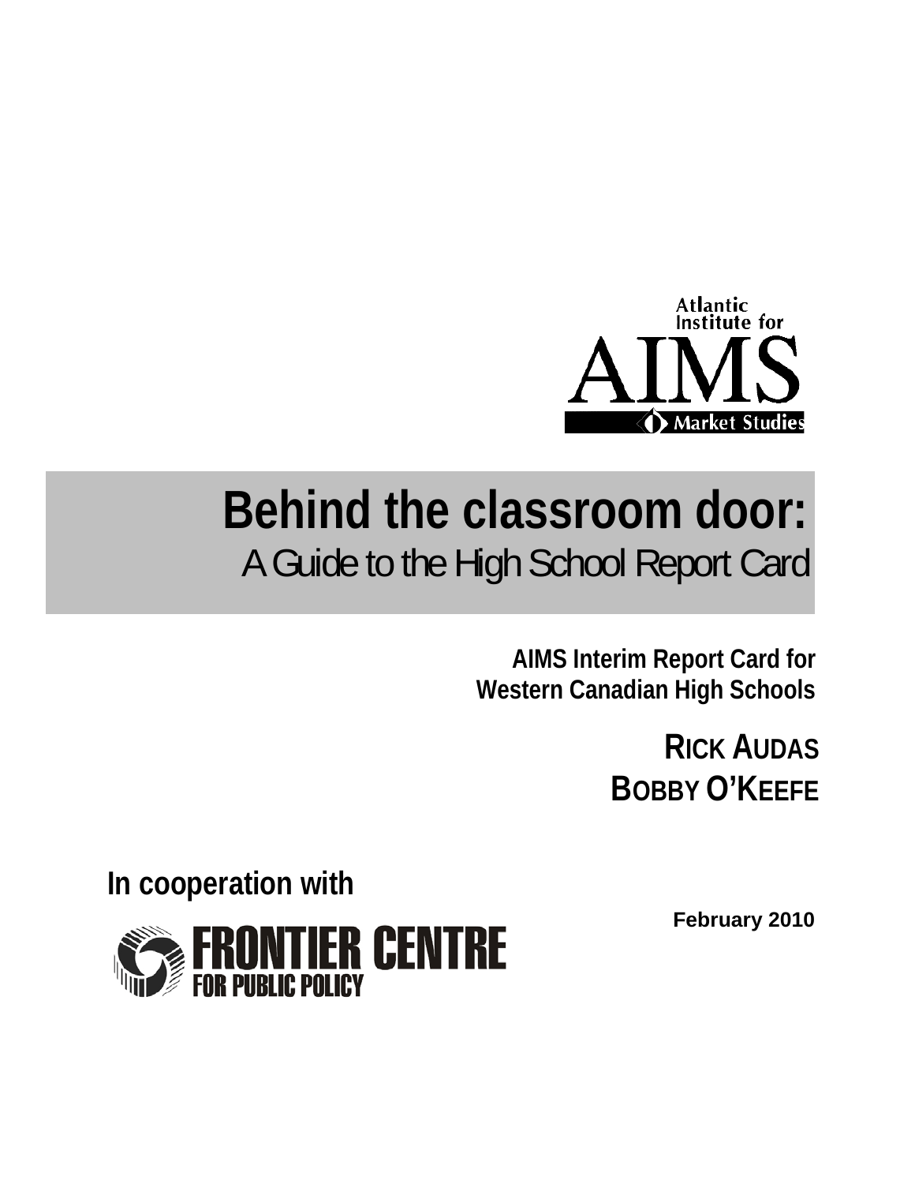Atlantic Institute for Market Studies (AIMS)

# Behind the classroom door:

## A Guide to the High School Report Card

**AIMS Interim Report Card for Western Canadian High Schools**

**RICK AUDAS**
**BOBBY O'KEEFE**

**In cooperation with**

FRONTIER CENTRE FOR PUBLIC POLICY

**February 2010**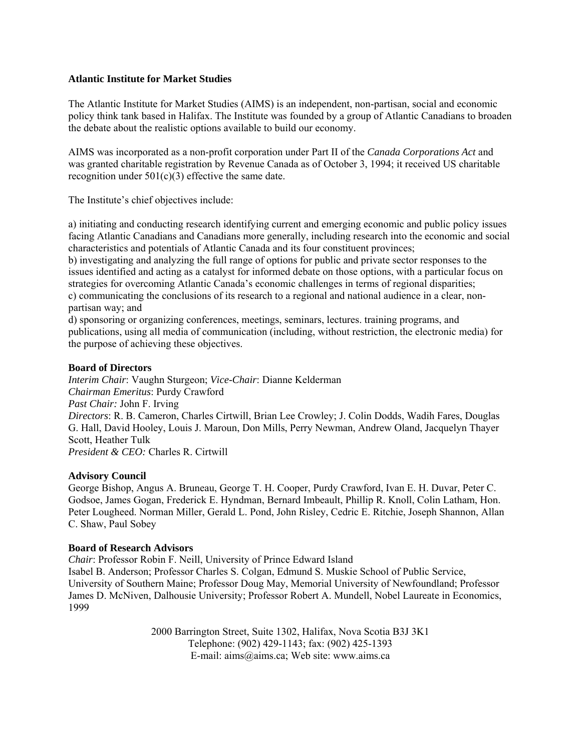**Atlantic Institute for Market Studies**

The Atlantic Institute for Market Studies (AIMS) is an independent, non-partisan, social and economic policy think tank based in Halifax. The Institute was founded by a group of Atlantic Canadians to broaden the debate about the realistic options available to build our economy.

AIMS was incorporated as a non-profit corporation under Part II of the *Canada Corporations Act* and was granted charitable registration by Revenue Canada as of October 3, 1994; it received US charitable recognition under 501(c)(3) effective the same date.

The Institute's chief objectives include:

a) initiating and conducting research identifying current and emerging economic and public policy issues facing Atlantic Canadians and Canadians more generally, including research into the economic and social characteristics and potentials of Atlantic Canada and its four constituent provinces;
b) investigating and analyzing the full range of options for public and private sector responses to the issues identified and acting as a catalyst for informed debate on those options, with a particular focus on strategies for overcoming Atlantic Canada's economic challenges in terms of regional disparities;
c) communicating the conclusions of its research to a regional and national audience in a clear, non-partisan way; and
d) sponsoring or organizing conferences, meetings, seminars, lectures. training programs, and publications, using all media of communication (including, without restriction, the electronic media) for the purpose of achieving these objectives.

**Board of Directors**
*Interim Chair*: Vaughn Sturgeon; *Vice-Chair*: Dianne Kelderman
*Chairman Emeritus*: Purdy Crawford
*Past Chair:* John F. Irving
*Directors*: R. B. Cameron, Charles Cirtwill, Brian Lee Crowley; J. Colin Dodds, Wadih Fares, Douglas G. Hall, David Hooley, Louis J. Maroun, Don Mills, Perry Newman, Andrew Oland, Jacquelyn Thayer Scott, Heather Tulk
*President & CEO:* Charles R. Cirtwill

**Advisory Council**
George Bishop, Angus A. Bruneau, George T. H. Cooper, Purdy Crawford, Ivan E. H. Duvar, Peter C. Godsoe, James Gogan, Frederick E. Hyndman, Bernard Imbeault, Phillip R. Knoll, Colin Latham, Hon. Peter Lougheed. Norman Miller, Gerald L. Pond, John Risley, Cedric E. Ritchie, Joseph Shannon, Allan C. Shaw, Paul Sobey

**Board of Research Advisors**
*Chair*: Professor Robin F. Neill, University of Prince Edward Island
Isabel B. Anderson; Professor Charles S. Colgan, Edmund S. Muskie School of Public Service, University of Southern Maine; Professor Doug May, Memorial University of Newfoundland; Professor James D. McNiven, Dalhousie University; Professor Robert A. Mundell, Nobel Laureate in Economics, 1999

2000 Barrington Street, Suite 1302, Halifax, Nova Scotia B3J 3K1
Telephone: (902) 429-1143; fax: (902) 425-1393
E-mail: aims@aims.ca; Web site: www.aims.ca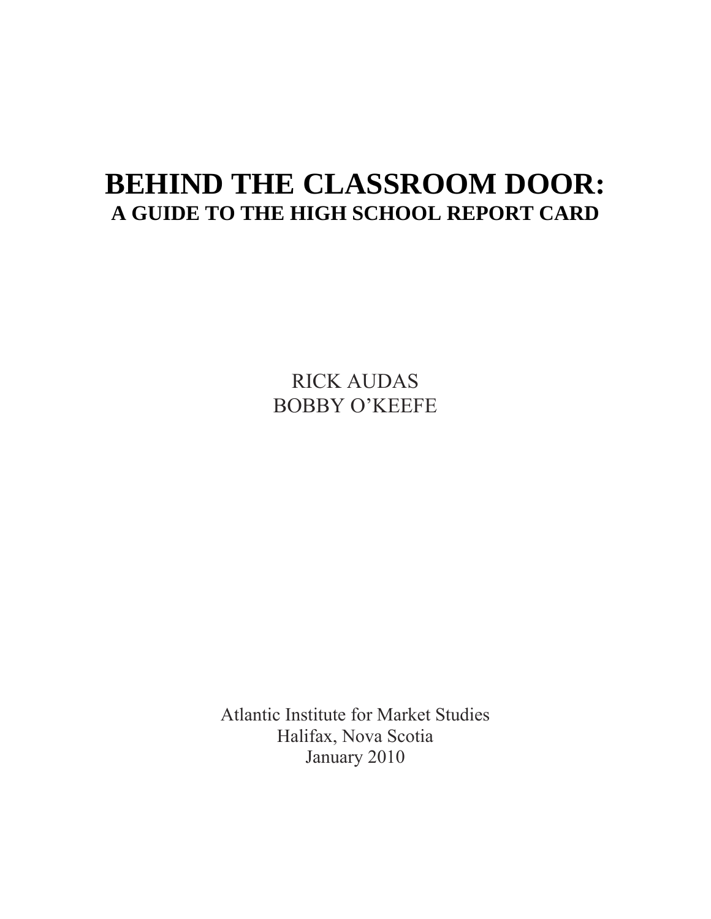# BEHIND THE CLASSROOM DOOR:

## A GUIDE TO THE HIGH SCHOOL REPORT CARD

RICK AUDAS

BOBBY O'KEEFE

Atlantic Institute for Market Studies

Halifax, Nova Scotia

January 2010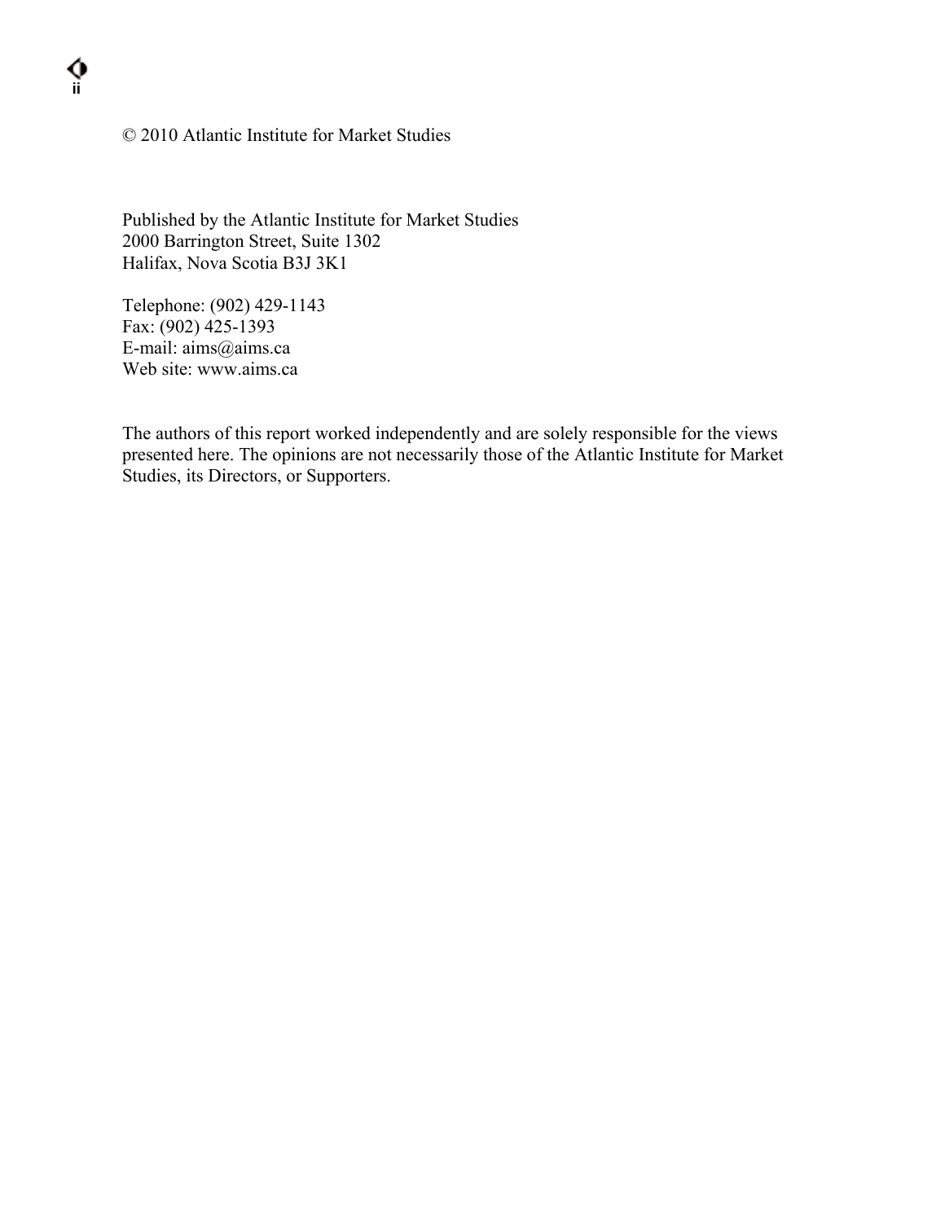© 2010 Atlantic Institute for Market Studies

Published by the Atlantic Institute for Market Studies
2000 Barrington Street, Suite 1302
Halifax, Nova Scotia B3J 3K1

Telephone: (902) 429-1143
Fax: (902) 425-1393
E-mail: aims@aims.ca
Web site: www.aims.ca

The authors of this report worked independently and are solely responsible for the views presented here. The opinions are not necessarily those of the Atlantic Institute for Market Studies, its Directors, or Supporters.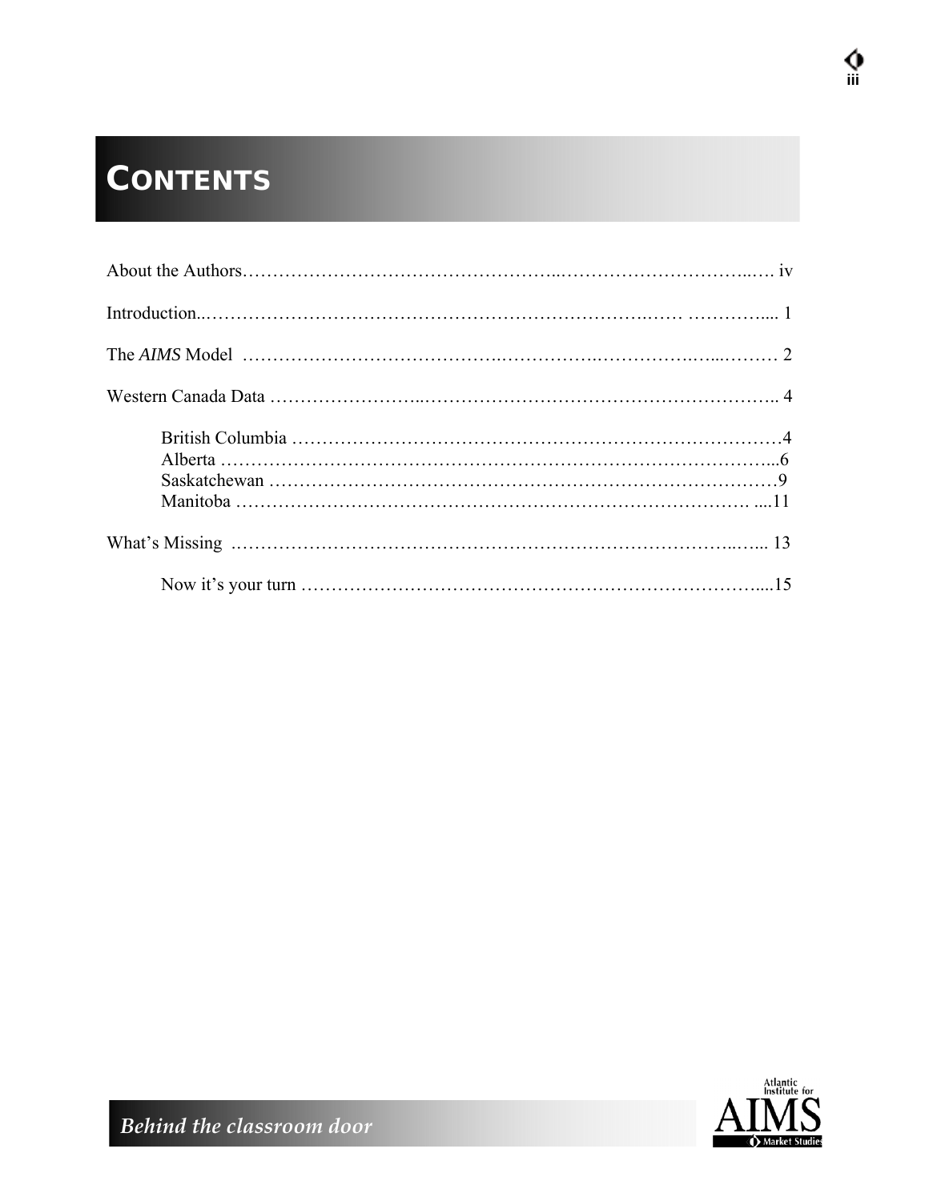# CONTENTS

About the Authors……………………………………………..……………………………..…. iv

Introduction..……………………………………………………………….…… ………….... 1

The *AIMS* Model ……………………………….………….…………….…………….…...……… 2

Western Canada Data ……………………..………………………………………………….. 4

- British Columbia ……………………………………………………………………4
- Alberta ……………………………………………………………………………...6
- Saskatchewan …………………………………………………………………………9
- Manitoba ………………………………………………………………………… ....11

What's Missing .……………………………………………………………………..….... 13

- Now it's your turn ……………………………………………………………….....15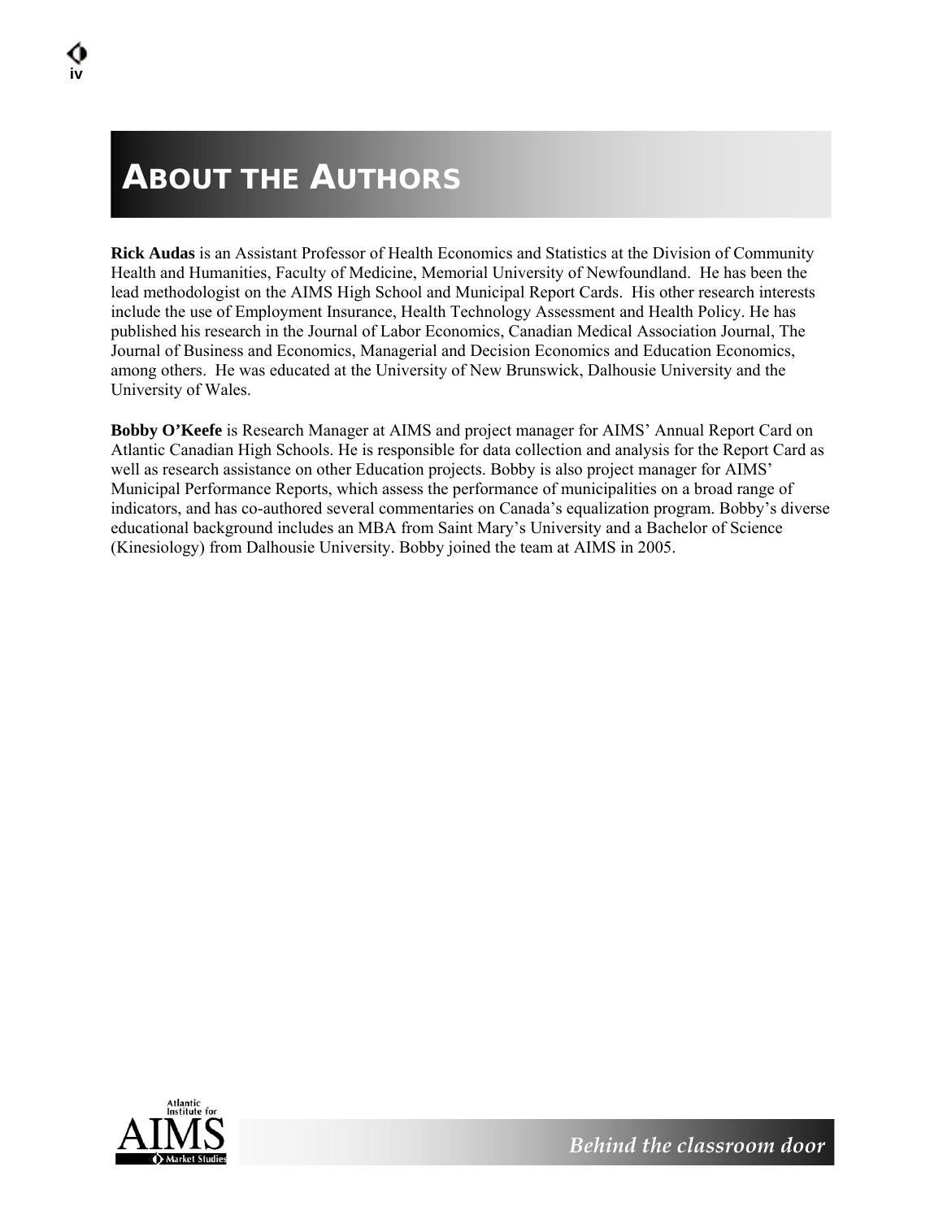# About the Authors

**Rick Audas** is an Assistant Professor of Health Economics and Statistics at the Division of Community Health and Humanities, Faculty of Medicine, Memorial University of Newfoundland. He has been the lead methodologist on the AIMS High School and Municipal Report Cards. His other research interests include the use of Employment Insurance, Health Technology Assessment and Health Policy. He has published his research in the Journal of Labor Economics, Canadian Medical Association Journal, The Journal of Business and Economics, Managerial and Decision Economics and Education Economics, among others. He was educated at the University of New Brunswick, Dalhousie University and the University of Wales.

**Bobby O'Keefe** is Research Manager at AIMS and project manager for AIMS' Annual Report Card on Atlantic Canadian High Schools. He is responsible for data collection and analysis for the Report Card as well as research assistance on other Education projects. Bobby is also project manager for AIMS' Municipal Performance Reports, which assess the performance of municipalities on a broad range of indicators, and has co-authored several commentaries on Canada's equalization program. Bobby's diverse educational background includes an MBA from Saint Mary's University and a Bachelor of Science (Kinesiology) from Dalhousie University. Bobby joined the team at AIMS in 2005.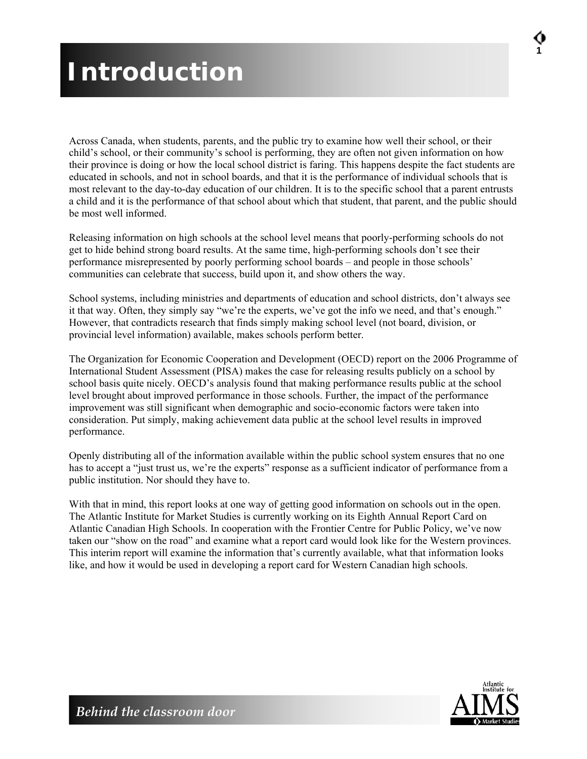# Introduction

Across Canada, when students, parents, and the public try to examine how well their school, or their child's school, or their community's school is performing, they are often not given information on how their province is doing or how the local school district is faring. This happens despite the fact students are educated in schools, and not in school boards, and that it is the performance of individual schools that is most relevant to the day-to-day education of our children. It is to the specific school that a parent entrusts a child and it is the performance of that school about which that student, that parent, and the public should be most well informed.

Releasing information on high schools at the school level means that poorly-performing schools do not get to hide behind strong board results. At the same time, high-performing schools don't see their performance misrepresented by poorly performing school boards – and people in those schools' communities can celebrate that success, build upon it, and show others the way.

School systems, including ministries and departments of education and school districts, don't always see it that way. Often, they simply say "we're the experts, we've got the info we need, and that's enough." However, that contradicts research that finds simply making school level (not board, division, or provincial level information) available, makes schools perform better.

The Organization for Economic Cooperation and Development (OECD) report on the 2006 Programme of International Student Assessment (PISA) makes the case for releasing results publicly on a school by school basis quite nicely. OECD's analysis found that making performance results public at the school level brought about improved performance in those schools. Further, the impact of the performance improvement was still significant when demographic and socio-economic factors were taken into consideration. Put simply, making achievement data public at the school level results in improved performance.

Openly distributing all of the information available within the public school system ensures that no one has to accept a "just trust us, we're the experts" response as a sufficient indicator of performance from a public institution. Nor should they have to.

With that in mind, this report looks at one way of getting good information on schools out in the open. The Atlantic Institute for Market Studies is currently working on its Eighth Annual Report Card on Atlantic Canadian High Schools. In cooperation with the Frontier Centre for Public Policy, we've now taken our "show on the road" and examine what a report card would look like for the Western provinces. This interim report will examine the information that's currently available, what that information looks like, and how it would be used in developing a report card for Western Canadian high schools.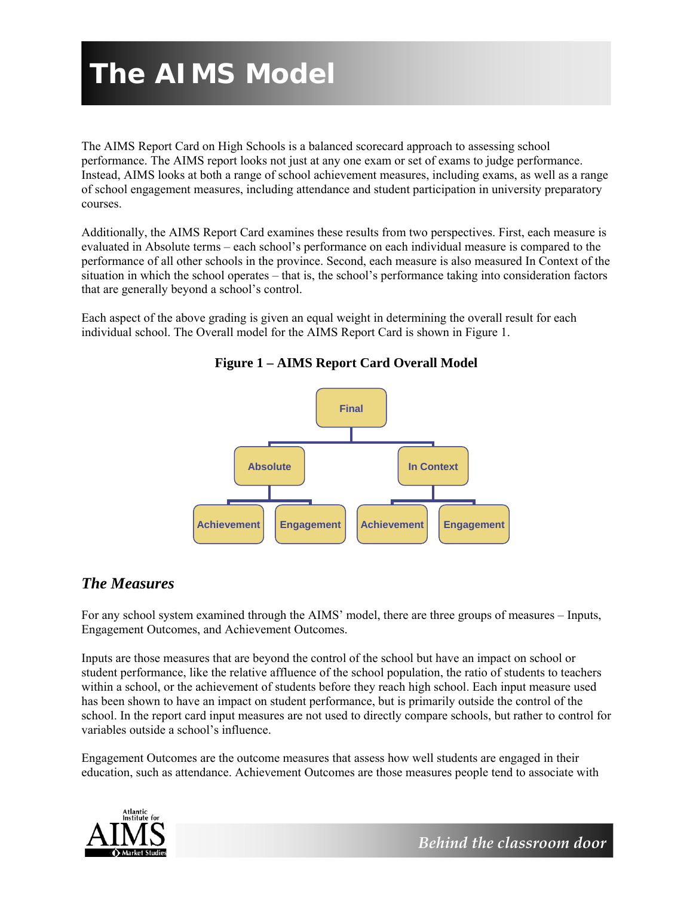// The AIMS Model

The AIMS Report Card on High Schools is a balanced scorecard approach to assessing school performance. The AIMS report looks not just at any one exam or set of exams to judge performance. Instead, AIMS looks at both a range of school achievement measures, including exams, as well as a range of school engagement measures, including attendance and student participation in university preparatory courses.

Additionally, the AIMS Report Card examines these results from two perspectives. First, each measure is evaluated in Absolute terms – each school's performance on each individual measure is compared to the performance of all other schools in the province. Second, each measure is also measured In Context of the situation in which the school operates – that is, the school's performance taking into consideration factors that are generally beyond a school's control.

Each aspect of the above grading is given an equal weight in determining the overall result for each individual school. The Overall model for the AIMS Report Card is shown in Figure 1.

**Figure 1 – AIMS Report Card Overall Model**

- Final
  - Absolute
    - Achievement
    - Engagement
  - In Context
    - Achievement
    - Engagement

## *The Measures*

For any school system examined through the AIMS' model, there are three groups of measures – Inputs, Engagement Outcomes, and Achievement Outcomes.

Inputs are those measures that are beyond the control of the school but have an impact on school or student performance, like the relative affluence of the school population, the ratio of students to teachers within a school, or the achievement of students before they reach high school. Each input measure used has been shown to have an impact on student performance, but is primarily outside the control of the school. In the report card input measures are not used to directly compare schools, but rather to control for variables outside a school's influence.

Engagement Outcomes are the outcome measures that assess how well students are engaged in their education, such as attendance. Achievement Outcomes are those measures people tend to associate with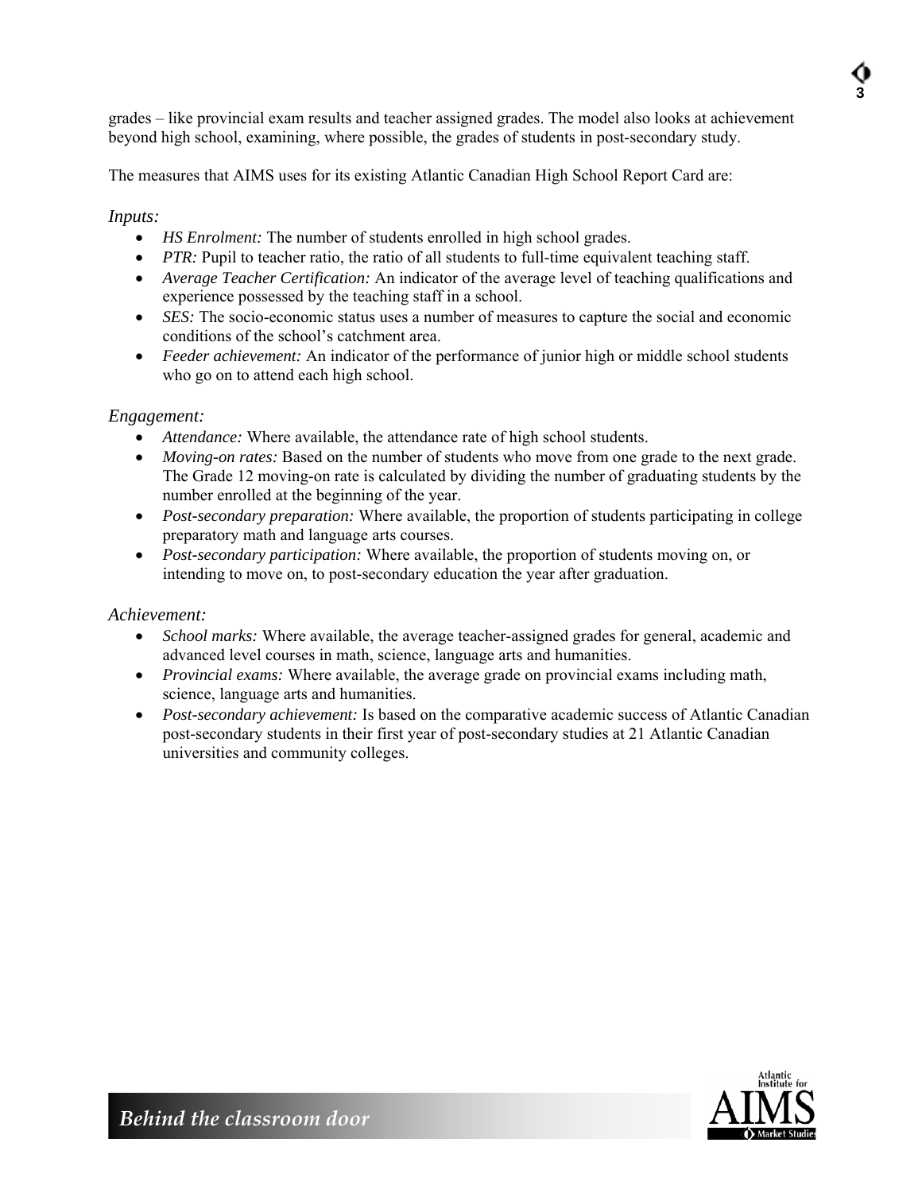grades – like provincial exam results and teacher assigned grades. The model also looks at achievement beyond high school, examining, where possible, the grades of students in post-secondary study.

The measures that AIMS uses for its existing Atlantic Canadian High School Report Card are:

### *Inputs:*

- *HS Enrolment:* The number of students enrolled in high school grades.
- *PTR:* Pupil to teacher ratio, the ratio of all students to full-time equivalent teaching staff.
- *Average Teacher Certification:* An indicator of the average level of teaching qualifications and experience possessed by the teaching staff in a school.
- *SES:* The socio-economic status uses a number of measures to capture the social and economic conditions of the school's catchment area.
- *Feeder achievement:* An indicator of the performance of junior high or middle school students who go on to attend each high school.

### *Engagement:*

- *Attendance:* Where available, the attendance rate of high school students.
- *Moving-on rates:* Based on the number of students who move from one grade to the next grade. The Grade 12 moving-on rate is calculated by dividing the number of graduating students by the number enrolled at the beginning of the year.
- *Post-secondary preparation:* Where available, the proportion of students participating in college preparatory math and language arts courses.
- *Post-secondary participation:* Where available, the proportion of students moving on, or intending to move on, to post-secondary education the year after graduation.

### *Achievement:*

- *School marks:* Where available, the average teacher-assigned grades for general, academic and advanced level courses in math, science, language arts and humanities.
- *Provincial exams:* Where available, the average grade on provincial exams including math, science, language arts and humanities.
- *Post-secondary achievement:* Is based on the comparative academic success of Atlantic Canadian post-secondary students in their first year of post-secondary studies at 21 Atlantic Canadian universities and community colleges.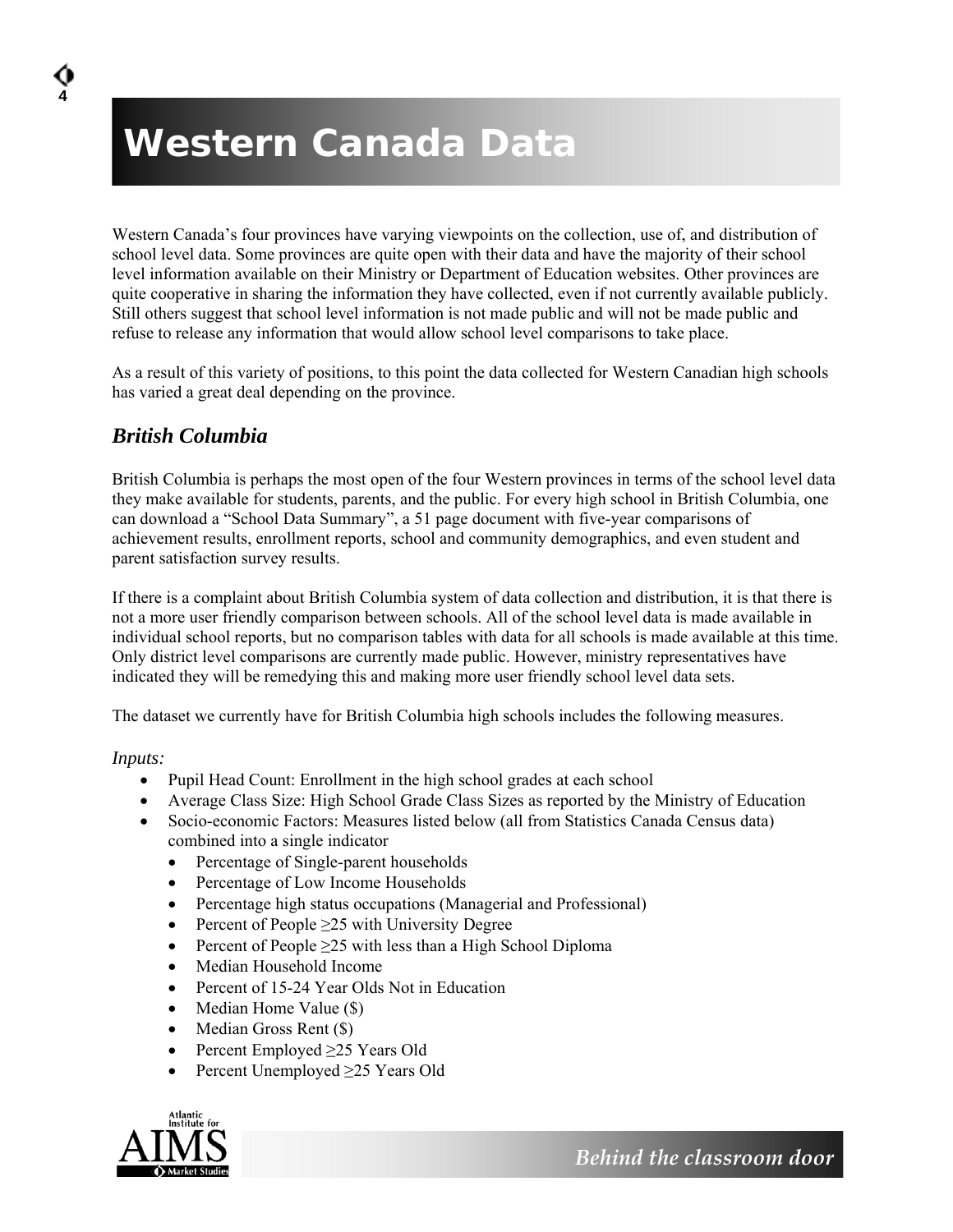# Western Canada Data

Western Canada's four provinces have varying viewpoints on the collection, use of, and distribution of school level data. Some provinces are quite open with their data and have the majority of their school level information available on their Ministry or Department of Education websites. Other provinces are quite cooperative in sharing the information they have collected, even if not currently available publicly. Still others suggest that school level information is not made public and will not be made public and refuse to release any information that would allow school level comparisons to take place.

As a result of this variety of positions, to this point the data collected for Western Canadian high schools has varied a great deal depending on the province.

## *British Columbia*

British Columbia is perhaps the most open of the four Western provinces in terms of the school level data they make available for students, parents, and the public. For every high school in British Columbia, one can download a "School Data Summary", a 51 page document with five-year comparisons of achievement results, enrollment reports, school and community demographics, and even student and parent satisfaction survey results.

If there is a complaint about British Columbia system of data collection and distribution, it is that there is not a more user friendly comparison between schools. All of the school level data is made available in individual school reports, but no comparison tables with data for all schools is made available at this time. Only district level comparisons are currently made public. However, ministry representatives have indicated they will be remedying this and making more user friendly school level data sets.

The dataset we currently have for British Columbia high schools includes the following measures.

*Inputs:*

- Pupil Head Count: Enrollment in the high school grades at each school
- Average Class Size: High School Grade Class Sizes as reported by the Ministry of Education
- Socio-economic Factors: Measures listed below (all from Statistics Canada Census data) combined into a single indicator
  - Percentage of Single-parent households
  - Percentage of Low Income Households
  - Percentage high status occupations (Managerial and Professional)
  - Percent of People ≥25 with University Degree
  - Percent of People ≥25 with less than a High School Diploma
  - Median Household Income
  - Percent of 15-24 Year Olds Not in Education
  - Median Home Value ($)
  - Median Gross Rent ($)
  - Percent Employed ≥25 Years Old
  - Percent Unemployed ≥25 Years Old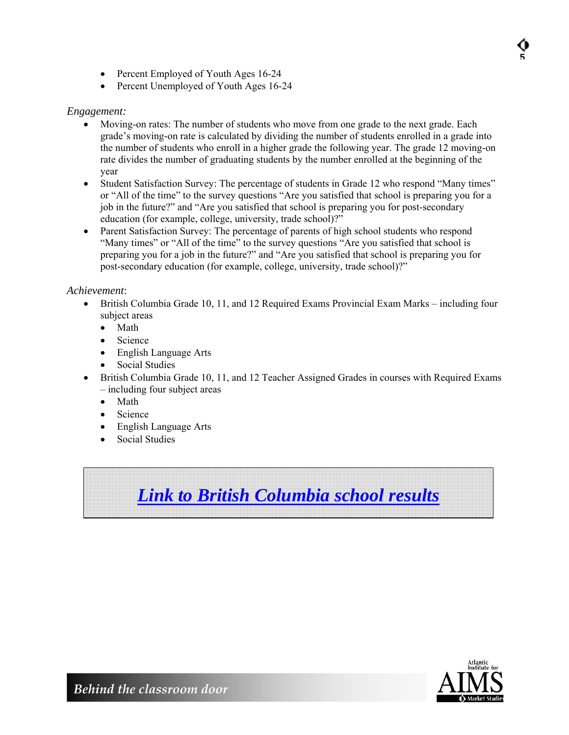- Percent Employed of Youth Ages 16-24
- Percent Unemployed of Youth Ages 16-24

*Engagement:*

- Moving-on rates: The number of students who move from one grade to the next grade. Each grade's moving-on rate is calculated by dividing the number of students enrolled in a grade into the number of students who enroll in a higher grade the following year. The grade 12 moving-on rate divides the number of graduating students by the number enrolled at the beginning of the year
- Student Satisfaction Survey: The percentage of students in Grade 12 who respond "Many times" or "All of the time" to the survey questions "Are you satisfied that school is preparing you for a job in the future?" and "Are you satisfied that school is preparing you for post-secondary education (for example, college, university, trade school)?"
- Parent Satisfaction Survey: The percentage of parents of high school students who respond "Many times" or "All of the time" to the survey questions "Are you satisfied that school is preparing you for a job in the future?" and "Are you satisfied that school is preparing you for post-secondary education (for example, college, university, trade school)?"

*Achievement*:

- British Columbia Grade 10, 11, and 12 Required Exams Provincial Exam Marks – including four subject areas
  - Math
  - Science
  - English Language Arts
  - Social Studies
- British Columbia Grade 10, 11, and 12 Teacher Assigned Grades in courses with Required Exams – including four subject areas
  - Math
  - Science
  - English Language Arts
  - Social Studies

***Link to British Columbia school results***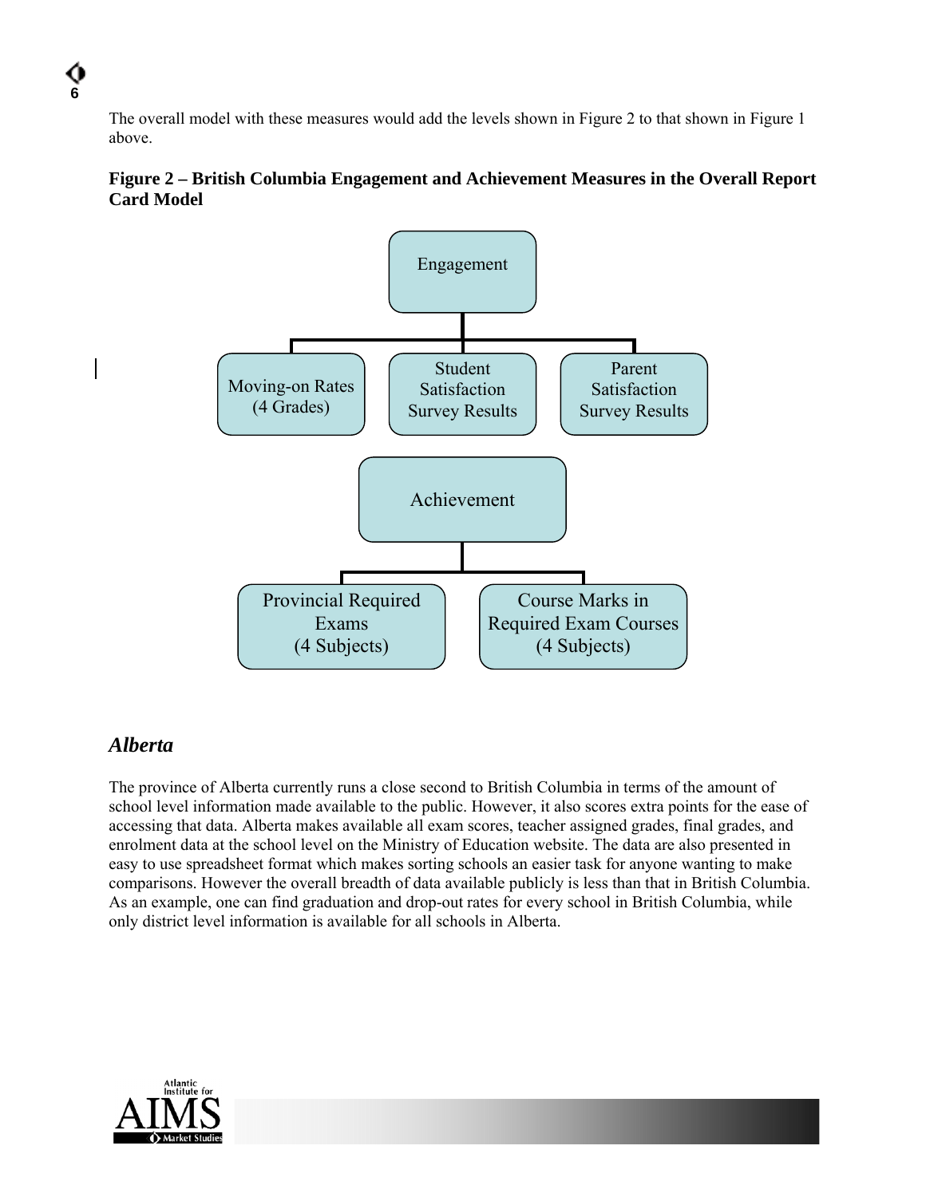The overall model with these measures would add the levels shown in Figure 2 to that shown in Figure 1 above.

**Figure 2 – British Columbia Engagement and Achievement Measures in the Overall Report Card Model**

Engagement

Moving-on Rates (4 Grades)

Student Satisfaction Survey Results

Parent Satisfaction Survey Results

Achievement

Provincial Required Exams (4 Subjects)

Course Marks in Required Exam Courses (4 Subjects)

## *Alberta*

The province of Alberta currently runs a close second to British Columbia in terms of the amount of school level information made available to the public. However, it also scores extra points for the ease of accessing that data. Alberta makes available all exam scores, teacher assigned grades, final grades, and enrolment data at the school level on the Ministry of Education website. The data are also presented in easy to use spreadsheet format which makes sorting schools an easier task for anyone wanting to make comparisons. However the overall breadth of data available publicly is less than that in British Columbia. As an example, one can find graduation and drop-out rates for every school in British Columbia, while only district level information is available for all schools in Alberta.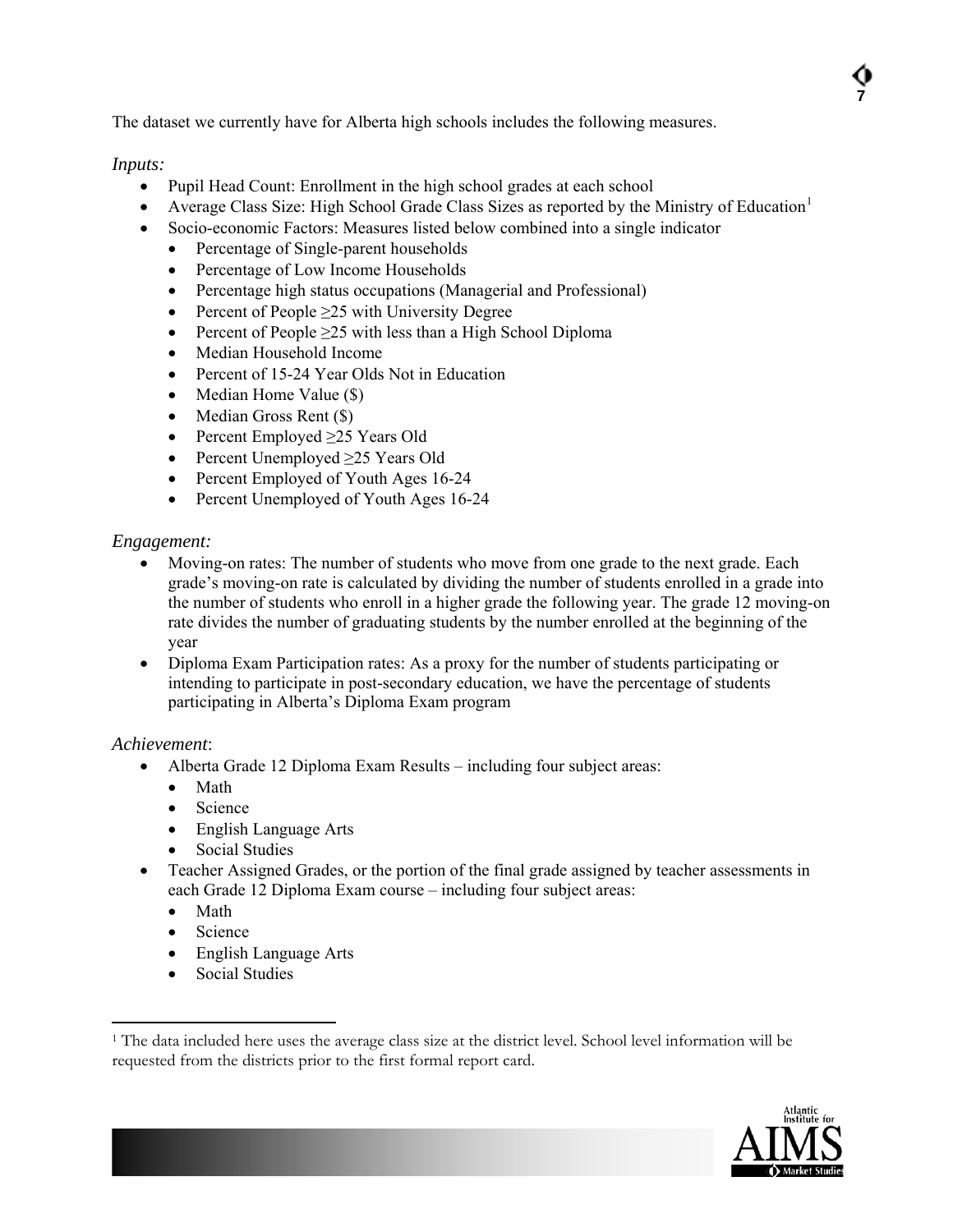The dataset we currently have for Alberta high schools includes the following measures.

*Inputs:*

- Pupil Head Count: Enrollment in the high school grades at each school
- Average Class Size: High School Grade Class Sizes as reported by the Ministry of Education[1]
- Socio-economic Factors: Measures listed below combined into a single indicator
  - Percentage of Single-parent households
  - Percentage of Low Income Households
  - Percentage high status occupations (Managerial and Professional)
  - Percent of People ≥25 with University Degree
  - Percent of People ≥25 with less than a High School Diploma
  - Median Household Income
  - Percent of 15-24 Year Olds Not in Education
  - Median Home Value ($)
  - Median Gross Rent ($)
  - Percent Employed ≥25 Years Old
  - Percent Unemployed ≥25 Years Old
  - Percent Employed of Youth Ages 16-24
  - Percent Unemployed of Youth Ages 16-24

*Engagement:*

- Moving-on rates: The number of students who move from one grade to the next grade. Each grade's moving-on rate is calculated by dividing the number of students enrolled in a grade into the number of students who enroll in a higher grade the following year. The grade 12 moving-on rate divides the number of graduating students by the number enrolled at the beginning of the year
- Diploma Exam Participation rates: As a proxy for the number of students participating or intending to participate in post-secondary education, we have the percentage of students participating in Alberta's Diploma Exam program

*Achievement*:

- Alberta Grade 12 Diploma Exam Results – including four subject areas:
  - Math
  - Science
  - English Language Arts
  - Social Studies
- Teacher Assigned Grades, or the portion of the final grade assigned by teacher assessments in each Grade 12 Diploma Exam course – including four subject areas:
  - Math
  - Science
  - English Language Arts
  - Social Studies

---

[1] The data included here uses the average class size at the district level. School level information will be requested from the districts prior to the first formal report card.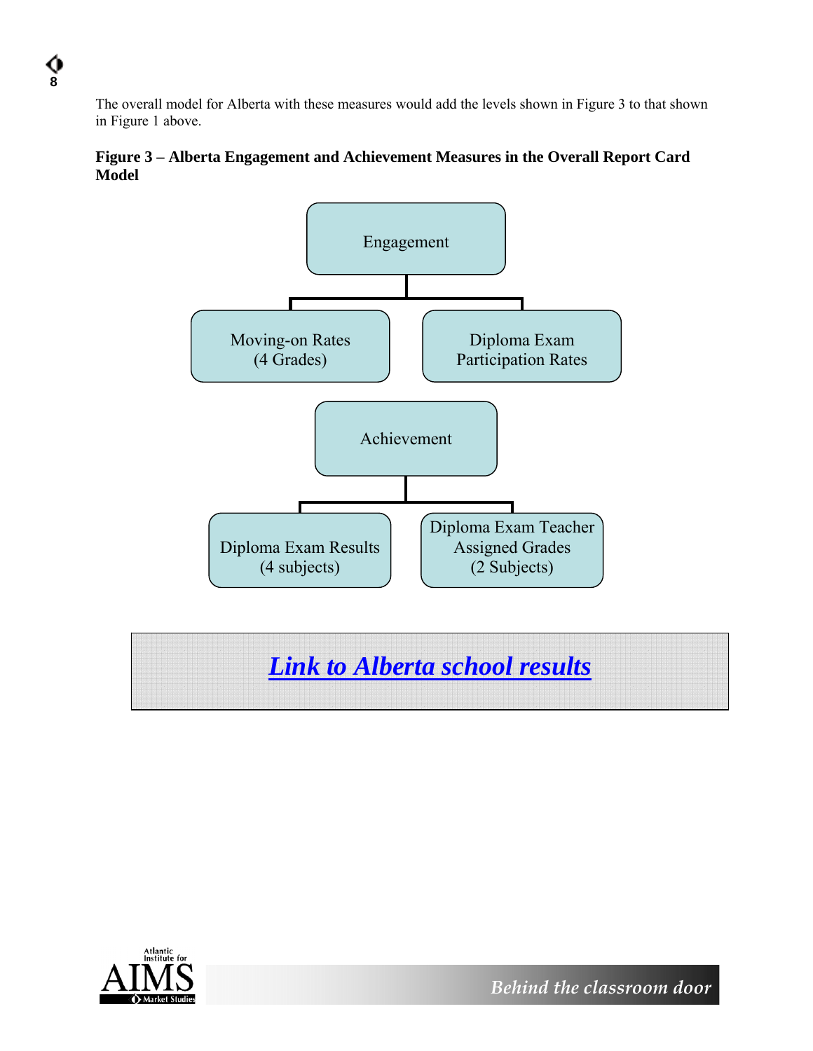The overall model for Alberta with these measures would add the levels shown in Figure 3 to that shown in Figure 1 above.

**Figure 3 – Alberta Engagement and Achievement Measures in the Overall Report Card Model**

- Engagement
  - Moving-on Rates (4 Grades)
  - Diploma Exam Participation Rates
- Achievement
  - Diploma Exam Results (4 subjects)
  - Diploma Exam Teacher Assigned Grades (2 Subjects)

***Link to Alberta school results***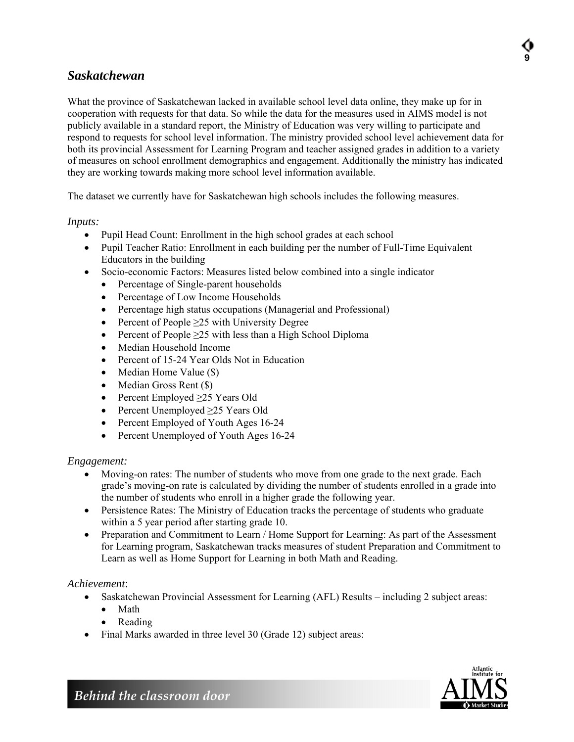## *Saskatchewan*

What the province of Saskatchewan lacked in available school level data online, they make up for in cooperation with requests for that data. So while the data for the measures used in AIMS model is not publicly available in a standard report, the Ministry of Education was very willing to participate and respond to requests for school level information. The ministry provided school level achievement data for both its provincial Assessment for Learning Program and teacher assigned grades in addition to a variety of measures on school enrollment demographics and engagement. Additionally the ministry has indicated they are working towards making more school level information available.

The dataset we currently have for Saskatchewan high schools includes the following measures.

*Inputs:*

- Pupil Head Count: Enrollment in the high school grades at each school
- Pupil Teacher Ratio: Enrollment in each building per the number of Full-Time Equivalent Educators in the building
- Socio-economic Factors: Measures listed below combined into a single indicator
  - Percentage of Single-parent households
  - Percentage of Low Income Households
  - Percentage high status occupations (Managerial and Professional)
  - Percent of People ≥25 with University Degree
  - Percent of People ≥25 with less than a High School Diploma
  - Median Household Income
  - Percent of 15-24 Year Olds Not in Education
  - Median Home Value ($)
  - Median Gross Rent ($)
  - Percent Employed ≥25 Years Old
  - Percent Unemployed ≥25 Years Old
  - Percent Employed of Youth Ages 16-24
  - Percent Unemployed of Youth Ages 16-24

*Engagement:*

- Moving-on rates: The number of students who move from one grade to the next grade. Each grade's moving-on rate is calculated by dividing the number of students enrolled in a grade into the number of students who enroll in a higher grade the following year.
- Persistence Rates: The Ministry of Education tracks the percentage of students who graduate within a 5 year period after starting grade 10.
- Preparation and Commitment to Learn / Home Support for Learning: As part of the Assessment for Learning program, Saskatchewan tracks measures of student Preparation and Commitment to Learn as well as Home Support for Learning in both Math and Reading.

*Achievement*:

- Saskatchewan Provincial Assessment for Learning (AFL) Results – including 2 subject areas:
  - Math
  - Reading
- Final Marks awarded in three level 30 (Grade 12) subject areas: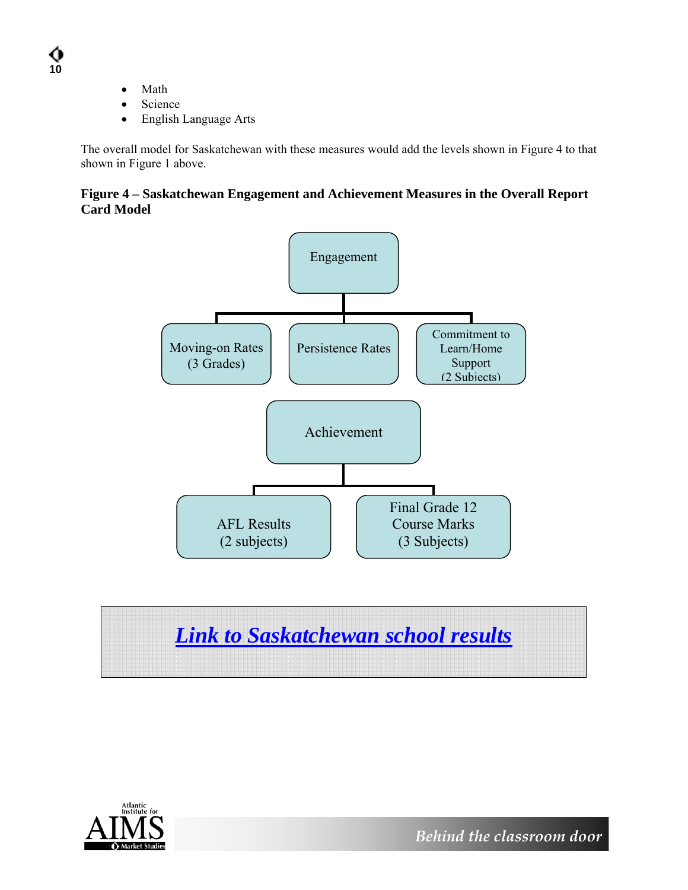- Math
- Science
- English Language Arts

The overall model for Saskatchewan with these measures would add the levels shown in Figure 4 to that shown in Figure 1 above.

**Figure 4 – Saskatchewan Engagement and Achievement Measures in the Overall Report Card Model**

- Engagement
  - Moving-on Rates (3 Grades)
  - Persistence Rates
  - Commitment to Learn/Home Support (2 Subjects)
- Achievement
  - AFL Results (2 subjects)
  - Final Grade 12 Course Marks (3 Subjects)

***Link to Saskatchewan school results***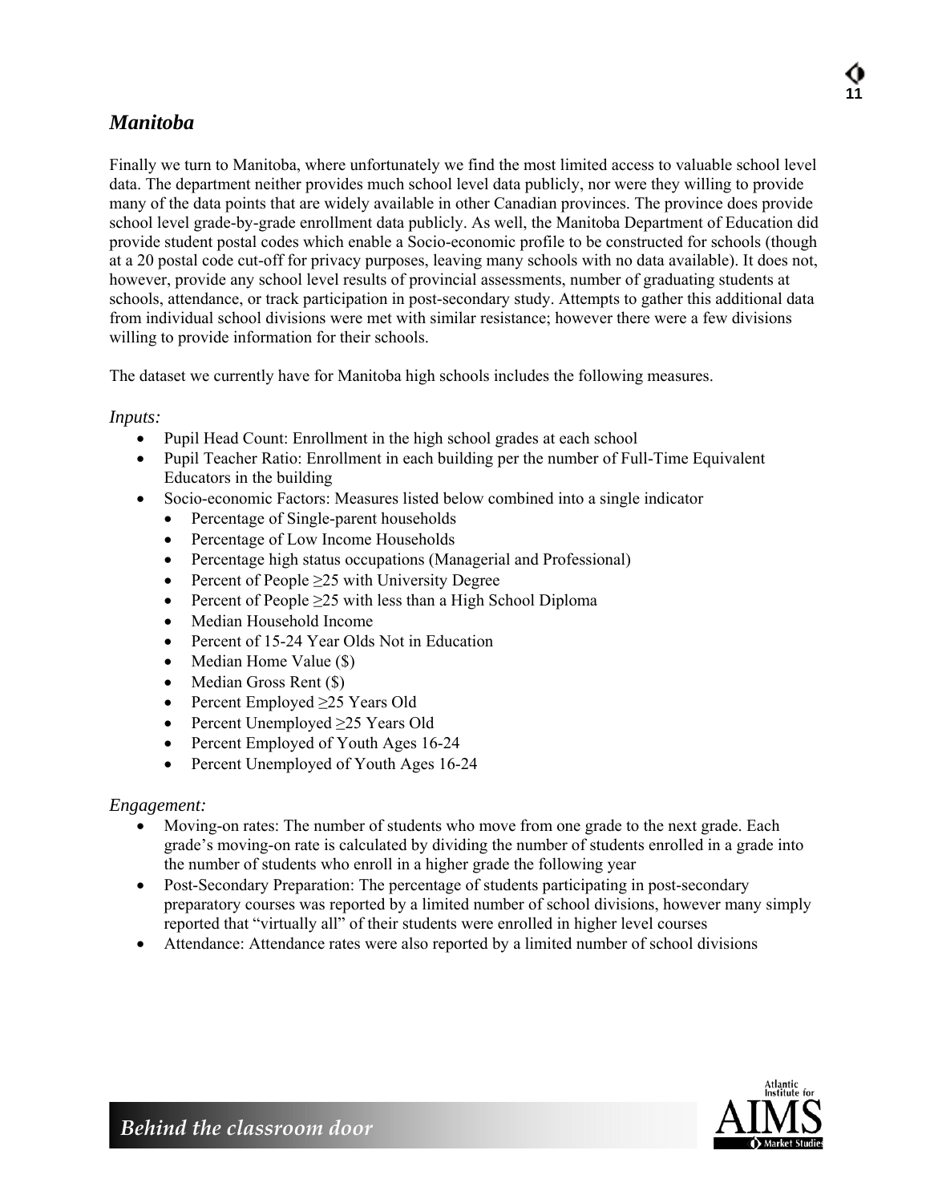## *Manitoba*

Finally we turn to Manitoba, where unfortunately we find the most limited access to valuable school level data. The department neither provides much school level data publicly, nor were they willing to provide many of the data points that are widely available in other Canadian provinces. The province does provide school level grade-by-grade enrollment data publicly. As well, the Manitoba Department of Education did provide student postal codes which enable a Socio-economic profile to be constructed for schools (though at a 20 postal code cut-off for privacy purposes, leaving many schools with no data available). It does not, however, provide any school level results of provincial assessments, number of graduating students at schools, attendance, or track participation in post-secondary study. Attempts to gather this additional data from individual school divisions were met with similar resistance; however there were a few divisions willing to provide information for their schools.

The dataset we currently have for Manitoba high schools includes the following measures.

*Inputs:*

- Pupil Head Count: Enrollment in the high school grades at each school
- Pupil Teacher Ratio: Enrollment in each building per the number of Full-Time Equivalent Educators in the building
- Socio-economic Factors: Measures listed below combined into a single indicator
  - Percentage of Single-parent households
  - Percentage of Low Income Households
  - Percentage high status occupations (Managerial and Professional)
  - Percent of People ≥25 with University Degree
  - Percent of People ≥25 with less than a High School Diploma
  - Median Household Income
  - Percent of 15-24 Year Olds Not in Education
  - Median Home Value ($)
  - Median Gross Rent ($)
  - Percent Employed ≥25 Years Old
  - Percent Unemployed ≥25 Years Old
  - Percent Employed of Youth Ages 16-24
  - Percent Unemployed of Youth Ages 16-24

*Engagement:*

- Moving-on rates: The number of students who move from one grade to the next grade. Each grade's moving-on rate is calculated by dividing the number of students enrolled in a grade into the number of students who enroll in a higher grade the following year
- Post-Secondary Preparation: The percentage of students participating in post-secondary preparatory courses was reported by a limited number of school divisions, however many simply reported that "virtually all" of their students were enrolled in higher level courses
- Attendance: Attendance rates were also reported by a limited number of school divisions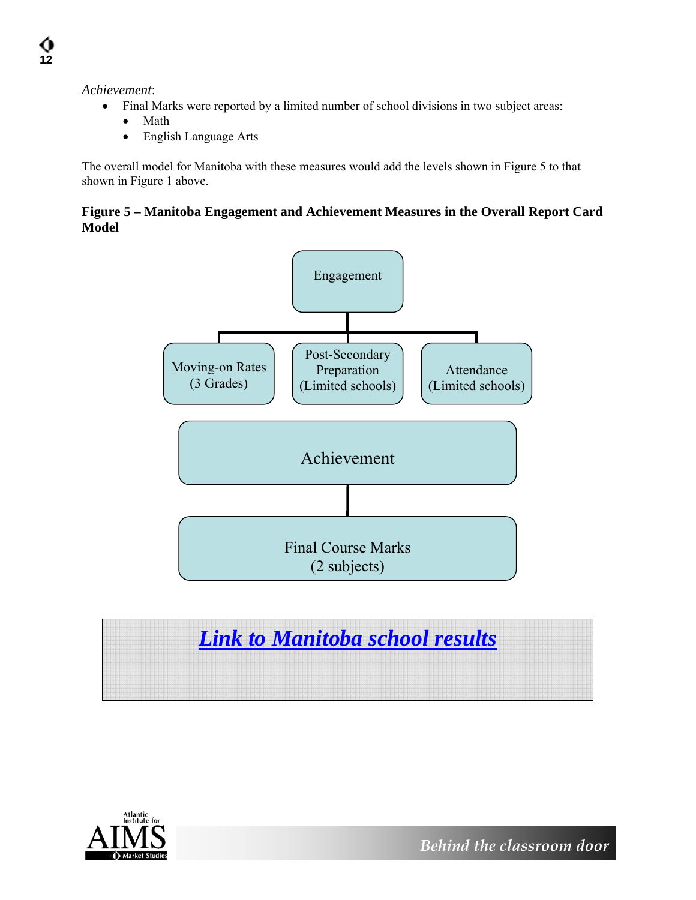*Achievement*:

- Final Marks were reported by a limited number of school divisions in two subject areas:
  - Math
  - English Language Arts

The overall model for Manitoba with these measures would add the levels shown in Figure 5 to that shown in Figure 1 above.

**Figure 5 – Manitoba Engagement and Achievement Measures in the Overall Report Card Model**

Engagement

- Moving-on Rates (3 Grades)
- Post-Secondary Preparation (Limited schools)
- Attendance (Limited schools)

Achievement

- Final Course Marks (2 subjects)

***Link to Manitoba school results***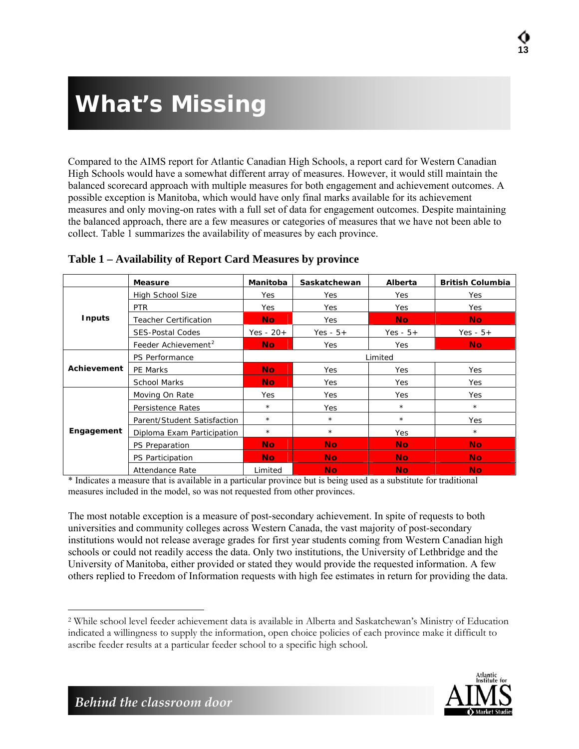# What's Missing

Compared to the AIMS report for Atlantic Canadian High Schools, a report card for Western Canadian High Schools would have a somewhat different array of measures. However, it would still maintain the balanced scorecard approach with multiple measures for both engagement and achievement outcomes. A possible exception is Manitoba, which would have only final marks available for its achievement measures and only moving-on rates with a full set of data for engagement outcomes. Despite maintaining the balanced approach, there are a few measures or categories of measures that we have not been able to collect. Table 1 summarizes the availability of measures by each province.

**Table 1 – Availability of Report Card Measures by province**

| | Measure | Manitoba | Saskatchewan | Alberta | British Columbia |
|---|---|---|---|---|---|
| **Inputs** | High School Size | Yes | Yes | Yes | Yes |
| | PTR | Yes | Yes | Yes | Yes |
| | Teacher Certification | **No** | Yes | **No** | **No** |
| | SES-Postal Codes | Yes - 20+ | Yes - 5+ | Yes - 5+ | Yes - 5+ |
| | Feeder Achievement[2] | **No** | Yes | Yes | **No** |
| **Achievement** | PS Performance | Limited | | | |
| | PE Marks | **No** | Yes | Yes | Yes |
| | School Marks | **No** | Yes | Yes | Yes |
| **Engagement** | Moving On Rate | Yes | Yes | Yes | Yes |
| | Persistence Rates | * | Yes | * | * |
| | Parent/Student Satisfaction | * | * | * | Yes |
| | Diploma Exam Participation | * | * | Yes | * |
| | PS Preparation | **No** | **No** | **No** | **No** |
| | PS Participation | **No** | **No** | **No** | **No** |
| | Attendance Rate | Limited | **No** | **No** | **No** |

* Indicates a measure that is available in a particular province but is being used as a substitute for traditional measures included in the model, so was not requested from other provinces.

The most notable exception is a measure of post-secondary achievement. In spite of requests to both universities and community colleges across Western Canada, the vast majority of post-secondary institutions would not release average grades for first year students coming from Western Canadian high schools or could not readily access the data. Only two institutions, the University of Lethbridge and the University of Manitoba, either provided or stated they would provide the requested information. A few others replied to Freedom of Information requests with high fee estimates in return for providing the data.

[2] While school level feeder achievement data is available in Alberta and Saskatchewan's Ministry of Education indicated a willingness to supply the information, open choice policies of each province make it difficult to ascribe feeder results at a particular feeder school to a specific high school.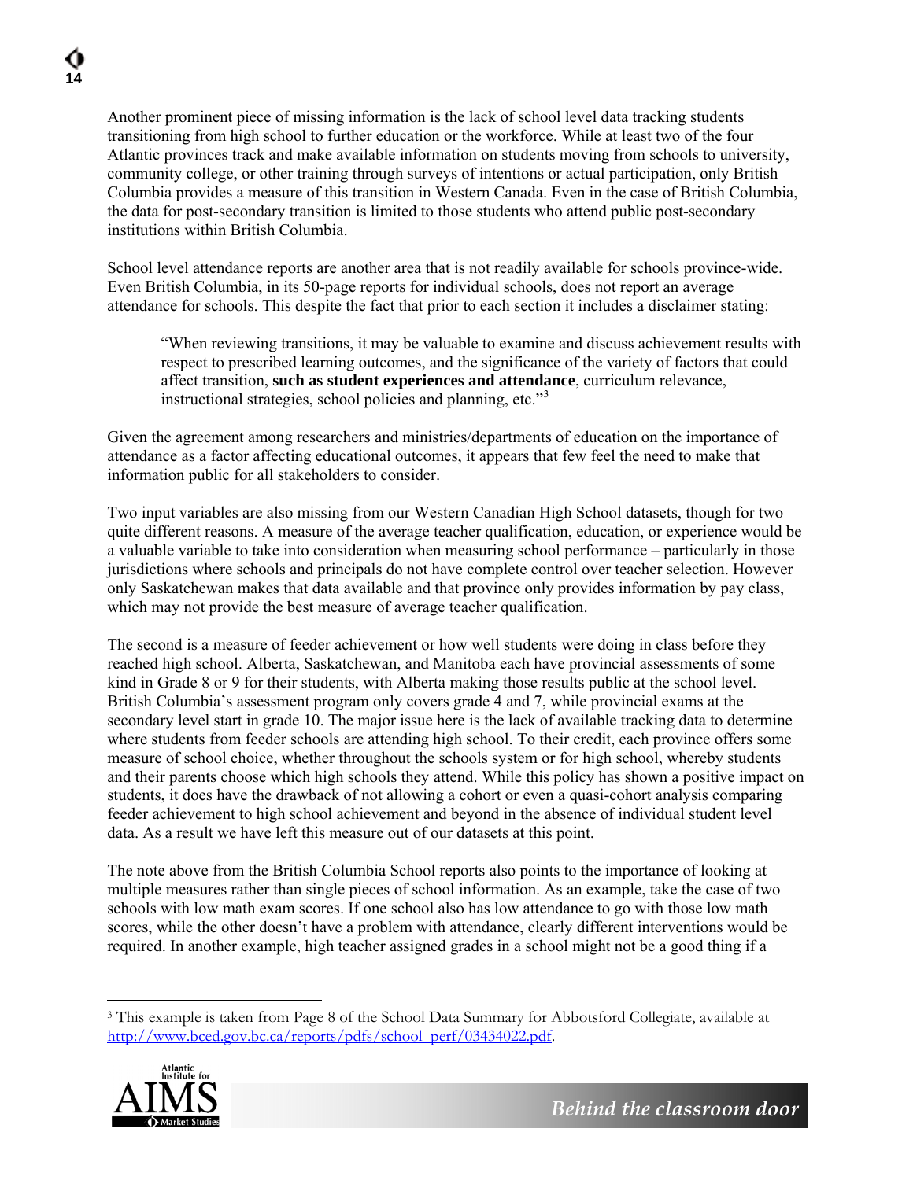Another prominent piece of missing information is the lack of school level data tracking students transitioning from high school to further education or the workforce. While at least two of the four Atlantic provinces track and make available information on students moving from schools to university, community college, or other training through surveys of intentions or actual participation, only British Columbia provides a measure of this transition in Western Canada. Even in the case of British Columbia, the data for post-secondary transition is limited to those students who attend public post-secondary institutions within British Columbia.

School level attendance reports are another area that is not readily available for schools province-wide. Even British Columbia, in its 50-page reports for individual schools, does not report an average attendance for schools. This despite the fact that prior to each section it includes a disclaimer stating:

> "When reviewing transitions, it may be valuable to examine and discuss achievement results with respect to prescribed learning outcomes, and the significance of the variety of factors that could affect transition, **such as student experiences and attendance**, curriculum relevance, instructional strategies, school policies and planning, etc."[3]

Given the agreement among researchers and ministries/departments of education on the importance of attendance as a factor affecting educational outcomes, it appears that few feel the need to make that information public for all stakeholders to consider.

Two input variables are also missing from our Western Canadian High School datasets, though for two quite different reasons. A measure of the average teacher qualification, education, or experience would be a valuable variable to take into consideration when measuring school performance – particularly in those jurisdictions where schools and principals do not have complete control over teacher selection. However only Saskatchewan makes that data available and that province only provides information by pay class, which may not provide the best measure of average teacher qualification.

The second is a measure of feeder achievement or how well students were doing in class before they reached high school. Alberta, Saskatchewan, and Manitoba each have provincial assessments of some kind in Grade 8 or 9 for their students, with Alberta making those results public at the school level. British Columbia's assessment program only covers grade 4 and 7, while provincial exams at the secondary level start in grade 10. The major issue here is the lack of available tracking data to determine where students from feeder schools are attending high school. To their credit, each province offers some measure of school choice, whether throughout the schools system or for high school, whereby students and their parents choose which high schools they attend. While this policy has shown a positive impact on students, it does have the drawback of not allowing a cohort or even a quasi-cohort analysis comparing feeder achievement to high school achievement and beyond in the absence of individual student level data. As a result we have left this measure out of our datasets at this point.

The note above from the British Columbia School reports also points to the importance of looking at multiple measures rather than single pieces of school information. As an example, take the case of two schools with low math exam scores. If one school also has low attendance to go with those low math scores, while the other doesn't have a problem with attendance, clearly different interventions would be required. In another example, high teacher assigned grades in a school might not be a good thing if a

---

[3] This example is taken from Page 8 of the School Data Summary for Abbotsford Collegiate, available at http://www.bced.gov.bc.ca/reports/pdfs/school_perf/03434022.pdf.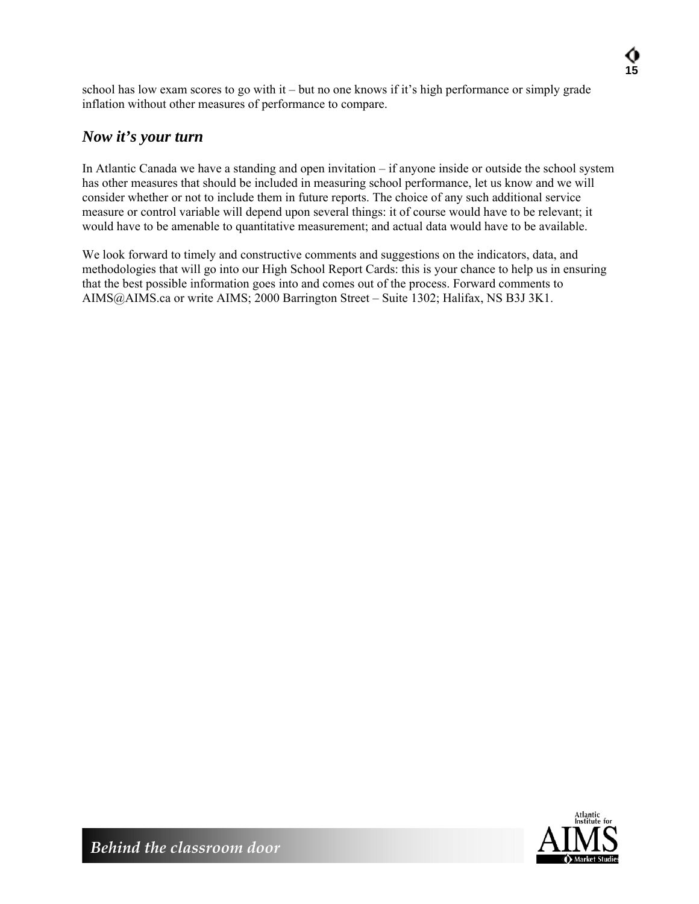school has low exam scores to go with it – but no one knows if it's high performance or simply grade inflation without other measures of performance to compare.

## *Now it's your turn*

In Atlantic Canada we have a standing and open invitation – if anyone inside or outside the school system has other measures that should be included in measuring school performance, let us know and we will consider whether or not to include them in future reports. The choice of any such additional service measure or control variable will depend upon several things: it of course would have to be relevant; it would have to be amenable to quantitative measurement; and actual data would have to be available.

We look forward to timely and constructive comments and suggestions on the indicators, data, and methodologies that will go into our High School Report Cards: this is your chance to help us in ensuring that the best possible information goes into and comes out of the process. Forward comments to AIMS@AIMS.ca or write AIMS; 2000 Barrington Street – Suite 1302; Halifax, NS B3J 3K1.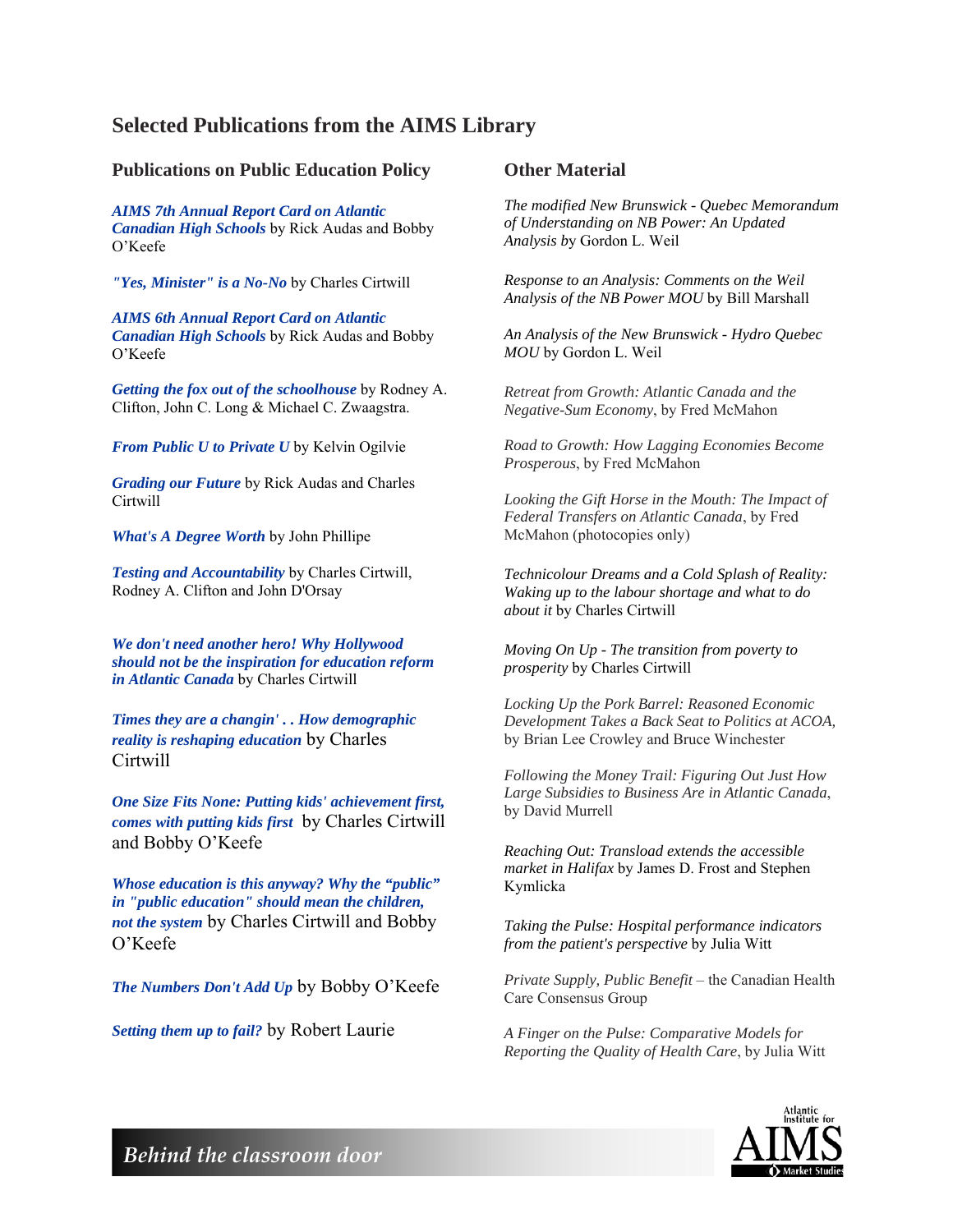# Selected Publications from the AIMS Library

## Publications on Public Education Policy

***AIMS 7th Annual Report Card on Atlantic Canadian High Schools*** by Rick Audas and Bobby O'Keefe

***"Yes, Minister" is a No-No*** by Charles Cirtwill

***AIMS 6th Annual Report Card on Atlantic Canadian High Schools*** by Rick Audas and Bobby O'Keefe

***Getting the fox out of the schoolhouse*** by Rodney A. Clifton, John C. Long & Michael C. Zwaagstra.

***From Public U to Private U*** by Kelvin Ogilvie

***Grading our Future*** by Rick Audas and Charles Cirtwill

***What's A Degree Worth*** by John Phillipe

***Testing and Accountability*** by Charles Cirtwill, Rodney A. Clifton and John D'Orsay

***We don't need another hero! Why Hollywood should not be the inspiration for education reform in Atlantic Canada*** by Charles Cirtwill

***Times they are a changin' . . How demographic reality is reshaping education*** by Charles Cirtwill

***One Size Fits None: Putting kids' achievement first, comes with putting kids first*** by Charles Cirtwill and Bobby O'Keefe

***Whose education is this anyway? Why the "public" in "public education" should mean the children, not the system*** by Charles Cirtwill and Bobby O'Keefe

***The Numbers Don't Add Up*** by Bobby O'Keefe

***Setting them up to fail?*** by Robert Laurie

## Other Material

*The modified New Brunswick - Quebec Memorandum of Understanding on NB Power: An Updated Analysis* by Gordon L. Weil

*Response to an Analysis: Comments on the Weil Analysis of the NB Power MOU* by Bill Marshall

*An Analysis of the New Brunswick - Hydro Quebec MOU* by Gordon L. Weil

*Retreat from Growth: Atlantic Canada and the Negative-Sum Economy*, by Fred McMahon

*Road to Growth: How Lagging Economies Become Prosperous*, by Fred McMahon

*Looking the Gift Horse in the Mouth: The Impact of Federal Transfers on Atlantic Canada*, by Fred McMahon (photocopies only)

*Technicolour Dreams and a Cold Splash of Reality: Waking up to the labour shortage and what to do about it* by Charles Cirtwill

*Moving On Up - The transition from poverty to prosperity* by Charles Cirtwill

*Locking Up the Pork Barrel: Reasoned Economic Development Takes a Back Seat to Politics at ACOA,* by Brian Lee Crowley and Bruce Winchester

*Following the Money Trail: Figuring Out Just How Large Subsidies to Business Are in Atlantic Canada*, by David Murrell

*Reaching Out: Transload extends the accessible market in Halifax* by James D. Frost and Stephen Kymlicka

*Taking the Pulse: Hospital performance indicators from the patient's perspective* by Julia Witt

*Private Supply, Public Benefit* – the Canadian Health Care Consensus Group

*A Finger on the Pulse: Comparative Models for Reporting the Quality of Health Care*, by Julia Witt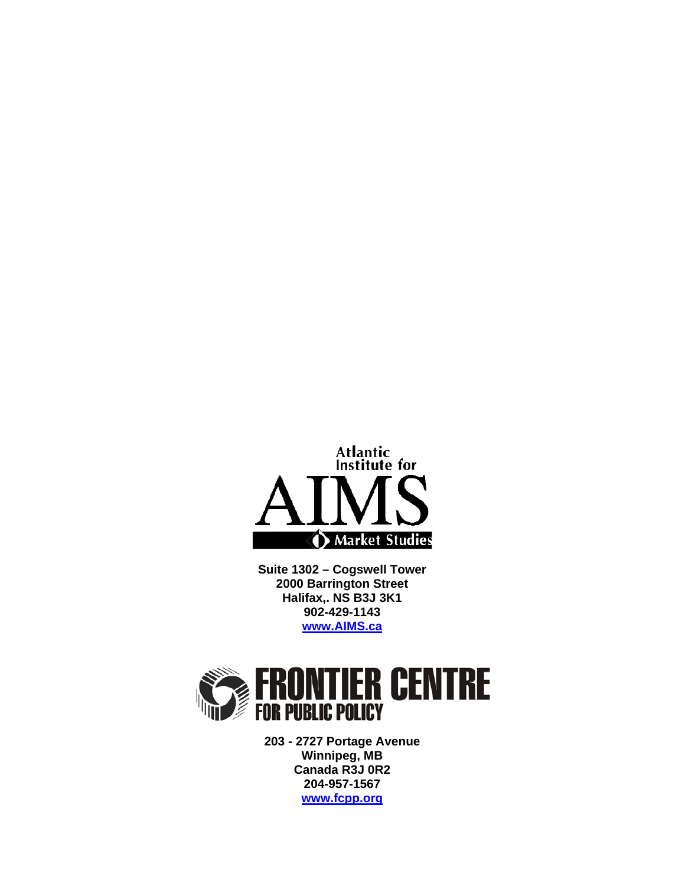Atlantic Institute for

AIMS

Market Studies

**Suite 1302 – Cogswell Tower**
**2000 Barrington Street**
**Halifax,. NS B3J 3K1**
**902-429-1143**
**www.AIMS.ca**

FRONTIER CENTRE
FOR PUBLIC POLICY

**203 - 2727 Portage Avenue**
**Winnipeg, MB**
**Canada R3J 0R2**
**204-957-1567**
**www.fcpp.org**